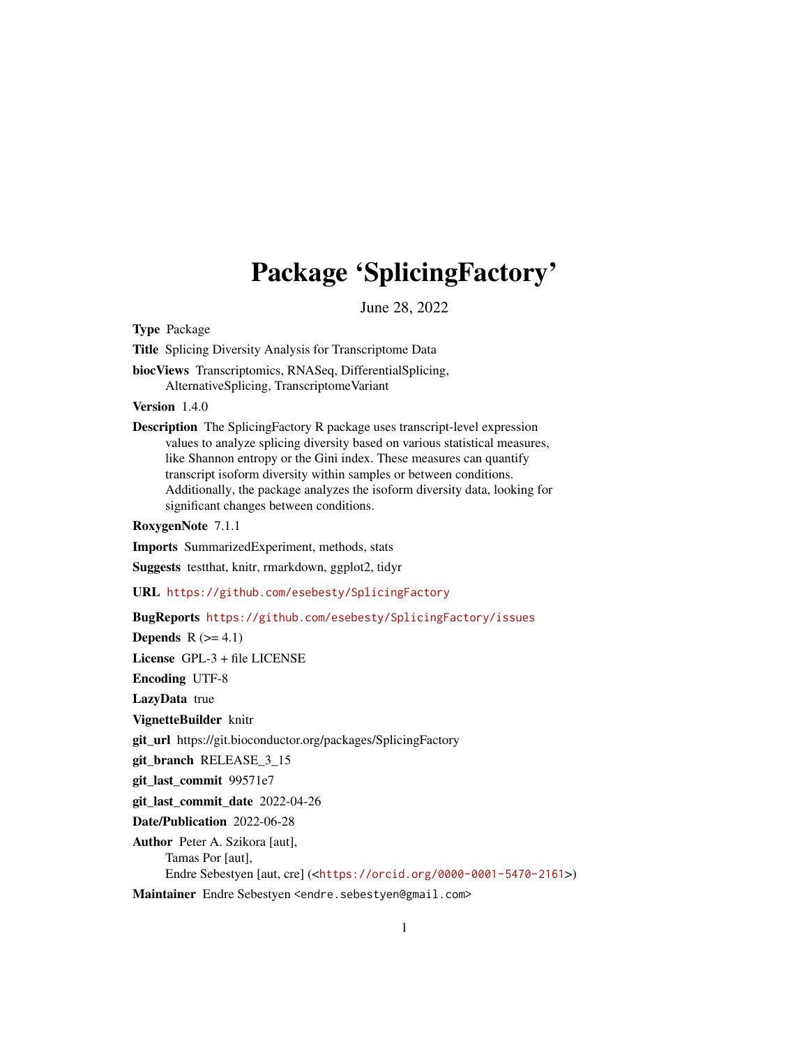# Package 'SplicingFactory'

June 28, 2022

**Type** Package

**Title** Splicing Diversity Analysis for Transcriptome Data

**biocViews** Transcriptomics, RNASeq, DifferentialSplicing, AlternativeSplicing, TranscriptomeVariant

**Version** 1.4.0

**Description** The SplicingFactory R package uses transcript-level expression values to analyze splicing diversity based on various statistical measures, like Shannon entropy or the Gini index. These measures can quantify transcript isoform diversity within samples or between conditions. Additionally, the package analyzes the isoform diversity data, looking for significant changes between conditions.

**RoxygenNote** 7.1.1

**Imports** SummarizedExperiment, methods, stats

**Suggests** testthat, knitr, rmarkdown, ggplot2, tidyr

**URL** https://github.com/esebesty/SplicingFactory

**BugReports** https://github.com/esebesty/SplicingFactory/issues

**Depends** R (>= 4.1)

**License** GPL-3 + file LICENSE

**Encoding** UTF-8

**LazyData** true

**VignetteBuilder** knitr

**git_url** https://git.bioconductor.org/packages/SplicingFactory

**git_branch** RELEASE_3_15

**git_last_commit** 99571e7

**git_last_commit_date** 2022-04-26

**Date/Publication** 2022-06-28

**Author** Peter A. Szikora [aut], Tamas Por [aut], Endre Sebestyen [aut, cre] (<https://orcid.org/0000-0001-5470-2161>)

**Maintainer** Endre Sebestyen <endre.sebestyen@gmail.com>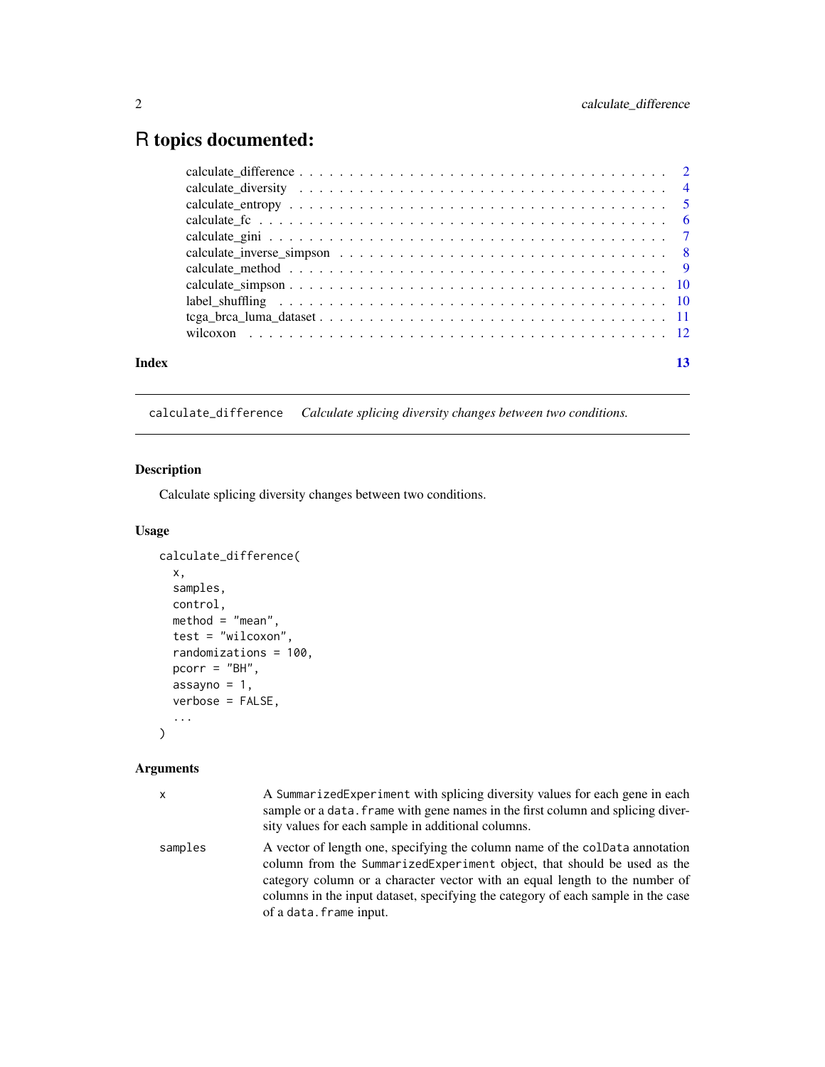# R topics documented:

- calculate_difference . . . . . . . . . . . . . . . . . . . . . . . . . . . . . . . . . . . 2
- calculate_diversity . . . . . . . . . . . . . . . . . . . . . . . . . . . . . . . . . . . . 4
- calculate_entropy . . . . . . . . . . . . . . . . . . . . . . . . . . . . . . . . . . . . . 5
- calculate_fc . . . . . . . . . . . . . . . . . . . . . . . . . . . . . . . . . . . . . . . . 6
- calculate_gini . . . . . . . . . . . . . . . . . . . . . . . . . . . . . . . . . . . . . . . 7
- calculate_inverse_simpson . . . . . . . . . . . . . . . . . . . . . . . . . . . . . . . . 8
- calculate_method . . . . . . . . . . . . . . . . . . . . . . . . . . . . . . . . . . . . . 9
- calculate_simpson . . . . . . . . . . . . . . . . . . . . . . . . . . . . . . . . . . . . 10
- label_shuffling . . . . . . . . . . . . . . . . . . . . . . . . . . . . . . . . . . . . . . 10
- tcga_brca_luma_dataset . . . . . . . . . . . . . . . . . . . . . . . . . . . . . . . . . 11
- wilcoxon . . . . . . . . . . . . . . . . . . . . . . . . . . . . . . . . . . . . . . . . . . 12

**Index** 13

---

`calculate_difference` *Calculate splicing diversity changes between two conditions.*

---

### Description

Calculate splicing diversity changes between two conditions.

### Usage

```
calculate_difference(
  x,
  samples,
  control,
  method = "mean",
  test = "wilcoxon",
  randomizations = 100,
  pcorr = "BH",
  assayno = 1,
  verbose = FALSE,
  ...
)
```

### Arguments

| | |
|---|---|
| x | A `SummarizedExperiment` with splicing diversity values for each gene in each sample or a `data.frame` with gene names in the first column and splicing diversity values for each sample in additional columns. |
| samples | A vector of length one, specifying the column name of the `colData` annotation column from the `SummarizedExperiment` object, that should be used as the category column or a character vector with an equal length to the number of columns in the input dataset, specifying the category of each sample in the case of a `data.frame` input. |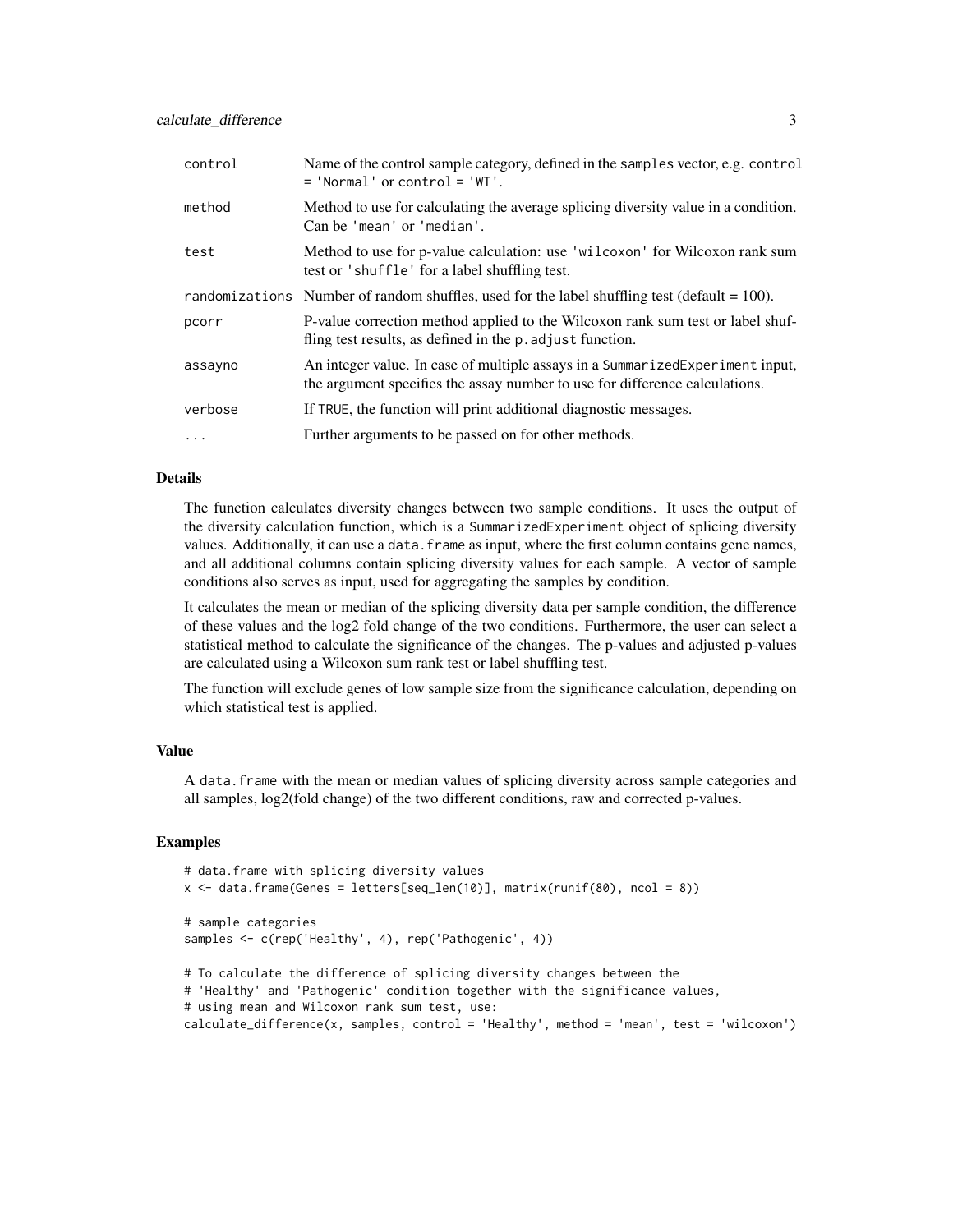| | |
|---|---|
| control | Name of the control sample category, defined in the samples vector, e.g. control = 'Normal' or control = 'WT'. |
| method | Method to use for calculating the average splicing diversity value in a condition. Can be 'mean' or 'median'. |
| test | Method to use for p-value calculation: use 'wilcoxon' for Wilcoxon rank sum test or 'shuffle' for a label shuffling test. |
| randomizations | Number of random shuffles, used for the label shuffling test (default = 100). |
| pcorr | P-value correction method applied to the Wilcoxon rank sum test or label shuffling test results, as defined in the p.adjust function. |
| assayno | An integer value. In case of multiple assays in a SummarizedExperiment input, the argument specifies the assay number to use for difference calculations. |
| verbose | If TRUE, the function will print additional diagnostic messages. |
| ... | Further arguments to be passed on for other methods. |

### Details

The function calculates diversity changes between two sample conditions. It uses the output of the diversity calculation function, which is a SummarizedExperiment object of splicing diversity values. Additionally, it can use a data.frame as input, where the first column contains gene names, and all additional columns contain splicing diversity values for each sample. A vector of sample conditions also serves as input, used for aggregating the samples by condition.

It calculates the mean or median of the splicing diversity data per sample condition, the difference of these values and the log2 fold change of the two conditions. Furthermore, the user can select a statistical method to calculate the significance of the changes. The p-values and adjusted p-values are calculated using a Wilcoxon sum rank test or label shuffling test.

The function will exclude genes of low sample size from the significance calculation, depending on which statistical test is applied.

### Value

A data.frame with the mean or median values of splicing diversity across sample categories and all samples, log2(fold change) of the two different conditions, raw and corrected p-values.

### Examples

```
# data.frame with splicing diversity values
x <- data.frame(Genes = letters[seq_len(10)], matrix(runif(80), ncol = 8))

# sample categories
samples <- c(rep('Healthy', 4), rep('Pathogenic', 4))

# To calculate the difference of splicing diversity changes between the
# 'Healthy' and 'Pathogenic' condition together with the significance values,
# using mean and Wilcoxon rank sum test, use:
calculate_difference(x, samples, control = 'Healthy', method = 'mean', test = 'wilcoxon')
```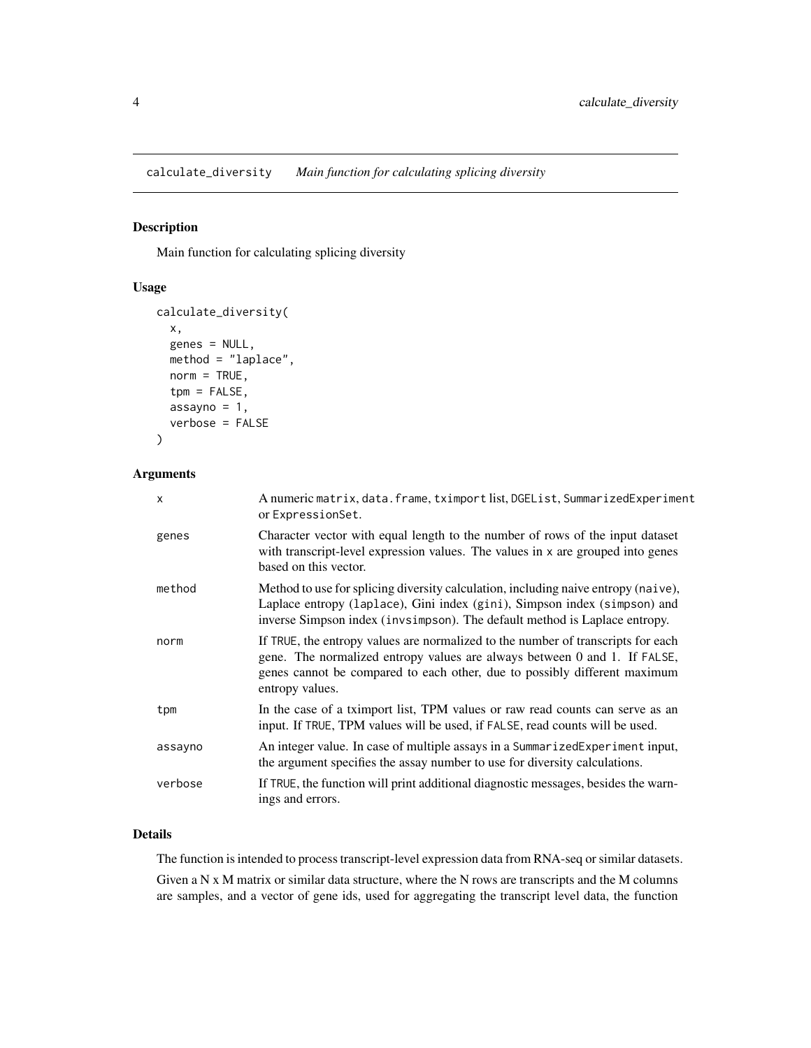`calculate_diversity` *Main function for calculating splicing diversity*

## Description

Main function for calculating splicing diversity

## Usage

```
calculate_diversity(
  x,
  genes = NULL,
  method = "laplace",
  norm = TRUE,
  tpm = FALSE,
  assayno = 1,
  verbose = FALSE
)
```

## Arguments

| | |
|---|---|
| `x` | A numeric `matrix`, `data.frame`, `tximport` list, `DGEList`, `SummarizedExperiment` or `ExpressionSet`. |
| `genes` | Character vector with equal length to the number of rows of the input dataset with transcript-level expression values. The values in `x` are grouped into genes based on this vector. |
| `method` | Method to use for splicing diversity calculation, including naive entropy (`naive`), Laplace entropy (`laplace`), Gini index (`gini`), Simpson index (`simpson`) and inverse Simpson index (`invsimpson`). The default method is Laplace entropy. |
| `norm` | If `TRUE`, the entropy values are normalized to the number of transcripts for each gene. The normalized entropy values are always between 0 and 1. If `FALSE`, genes cannot be compared to each other, due to possibly different maximum entropy values. |
| `tpm` | In the case of a tximport list, TPM values or raw read counts can serve as an input. If `TRUE`, TPM values will be used, if `FALSE`, read counts will be used. |
| `assayno` | An integer value. In case of multiple assays in a `SummarizedExperiment` input, the argument specifies the assay number to use for diversity calculations. |
| `verbose` | If `TRUE`, the function will print additional diagnostic messages, besides the warnings and errors. |

## Details

The function is intended to process transcript-level expression data from RNA-seq or similar datasets.

Given a N x M matrix or similar data structure, where the N rows are transcripts and the M columns are samples, and a vector of gene ids, used for aggregating the transcript level data, the function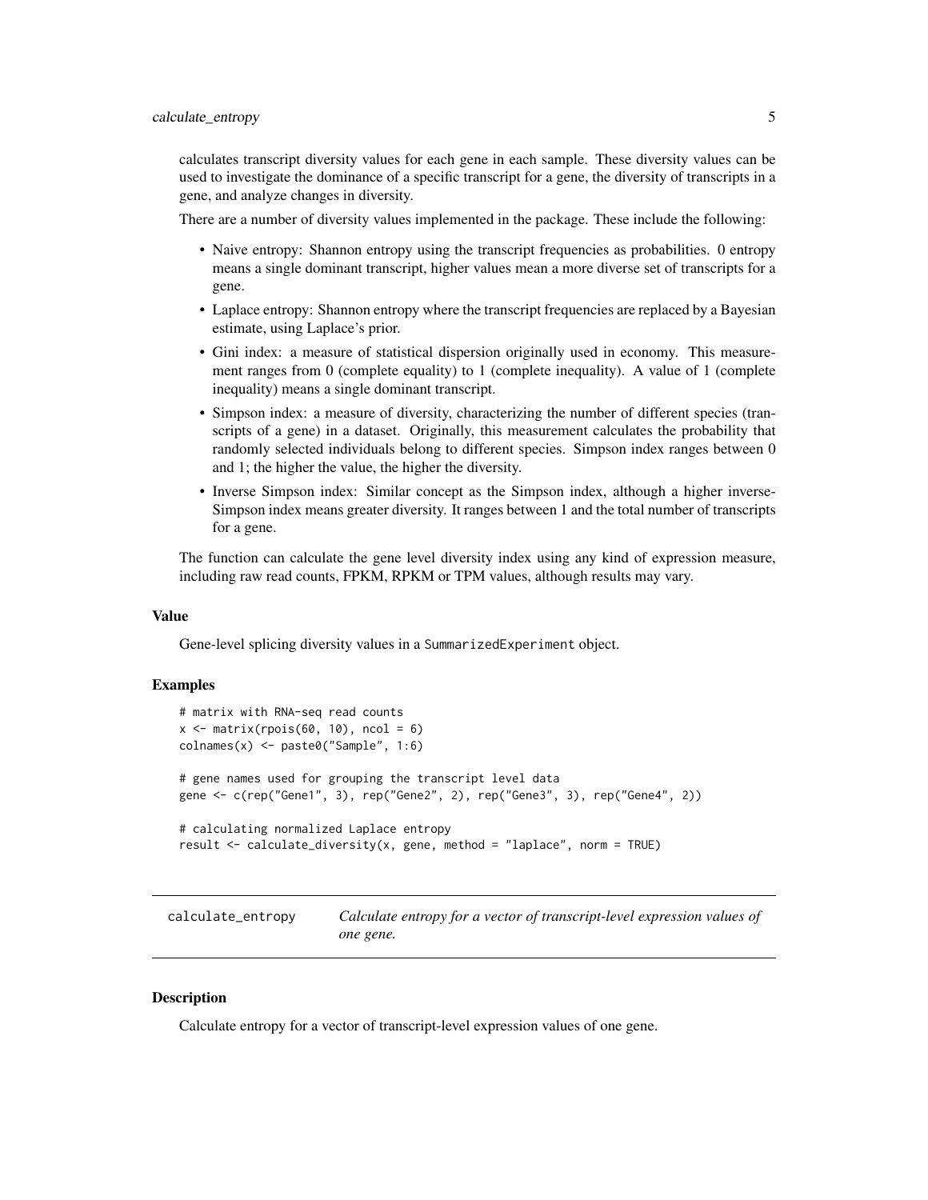calculates transcript diversity values for each gene in each sample. These diversity values can be used to investigate the dominance of a specific transcript for a gene, the diversity of transcripts in a gene, and analyze changes in diversity.

There are a number of diversity values implemented in the package. These include the following:

- Naive entropy: Shannon entropy using the transcript frequencies as probabilities. 0 entropy means a single dominant transcript, higher values mean a more diverse set of transcripts for a gene.
- Laplace entropy: Shannon entropy where the transcript frequencies are replaced by a Bayesian estimate, using Laplace's prior.
- Gini index: a measure of statistical dispersion originally used in economy. This measurement ranges from 0 (complete equality) to 1 (complete inequality). A value of 1 (complete inequality) means a single dominant transcript.
- Simpson index: a measure of diversity, characterizing the number of different species (transcripts of a gene) in a dataset. Originally, this measurement calculates the probability that randomly selected individuals belong to different species. Simpson index ranges between 0 and 1; the higher the value, the higher the diversity.
- Inverse Simpson index: Similar concept as the Simpson index, although a higher inverse-Simpson index means greater diversity. It ranges between 1 and the total number of transcripts for a gene.

The function can calculate the gene level diversity index using any kind of expression measure, including raw read counts, FPKM, RPKM or TPM values, although results may vary.

### Value

Gene-level splicing diversity values in a `SummarizedExperiment` object.

### Examples

```
# matrix with RNA-seq read counts
x <- matrix(rpois(60, 10), ncol = 6)
colnames(x) <- paste0("Sample", 1:6)

# gene names used for grouping the transcript level data
gene <- c(rep("Gene1", 3), rep("Gene2", 2), rep("Gene3", 3), rep("Gene4", 2))

# calculating normalized Laplace entropy
result <- calculate_diversity(x, gene, method = "laplace", norm = TRUE)
```

---

## calculate_entropy *Calculate entropy for a vector of transcript-level expression values of one gene.*

---

### Description

Calculate entropy for a vector of transcript-level expression values of one gene.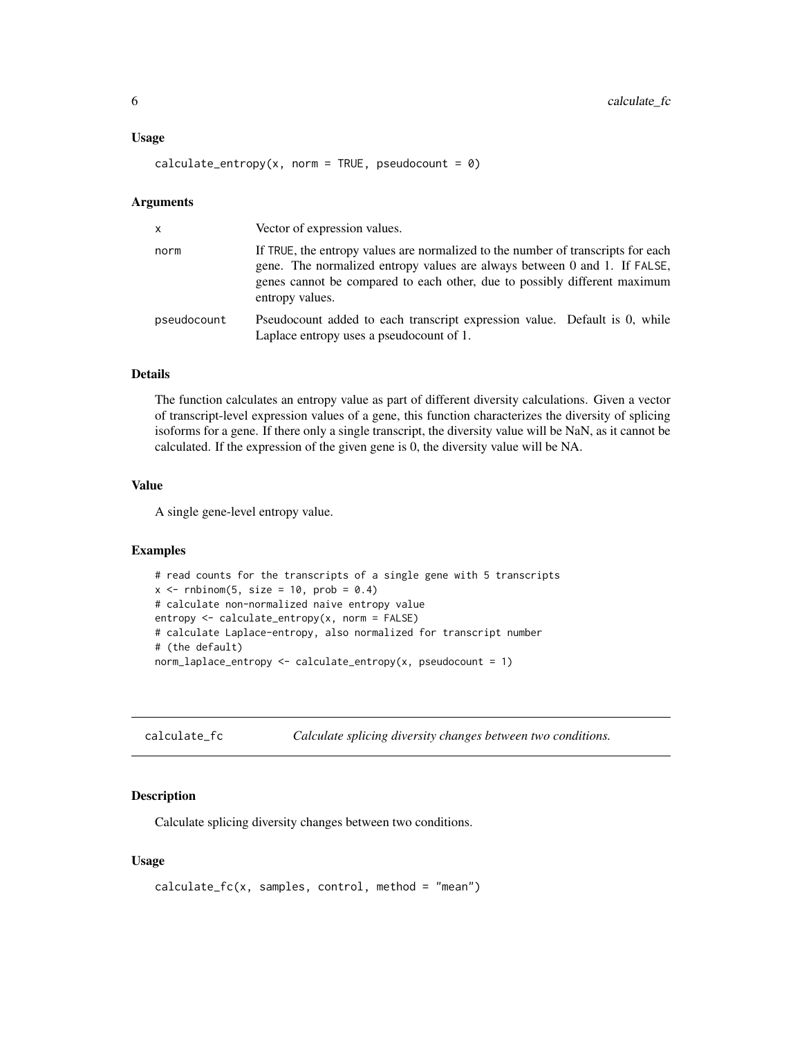### Usage

```
calculate_entropy(x, norm = TRUE, pseudocount = 0)
```

### Arguments

| | |
|---|---|
| x | Vector of expression values. |
| norm | If TRUE, the entropy values are normalized to the number of transcripts for each gene. The normalized entropy values are always between 0 and 1. If FALSE, genes cannot be compared to each other, due to possibly different maximum entropy values. |
| pseudocount | Pseudocount added to each transcript expression value. Default is 0, while Laplace entropy uses a pseudocount of 1. |

### Details

The function calculates an entropy value as part of different diversity calculations. Given a vector of transcript-level expression values of a gene, this function characterizes the diversity of splicing isoforms for a gene. If there only a single transcript, the diversity value will be NaN, as it cannot be calculated. If the expression of the given gene is 0, the diversity value will be NA.

### Value

A single gene-level entropy value.

### Examples

```
# read counts for the transcripts of a single gene with 5 transcripts
x <- rnbinom(5, size = 10, prob = 0.4)
# calculate non-normalized naive entropy value
entropy <- calculate_entropy(x, norm = FALSE)
# calculate Laplace-entropy, also normalized for transcript number
# (the default)
norm_laplace_entropy <- calculate_entropy(x, pseudocount = 1)
```

## calculate_fc — *Calculate splicing diversity changes between two conditions.*

### Description

Calculate splicing diversity changes between two conditions.

### Usage

```
calculate_fc(x, samples, control, method = "mean")
```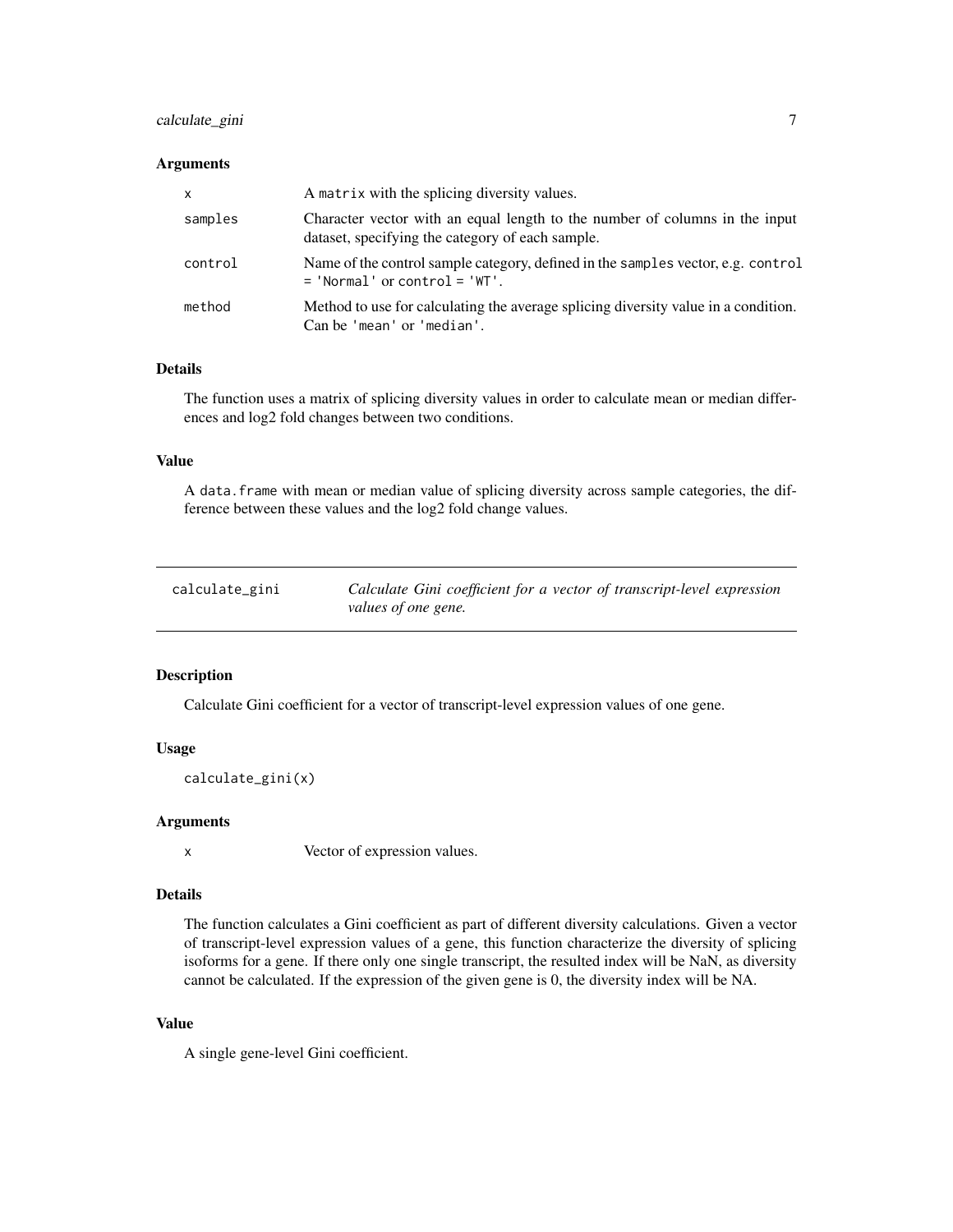### Arguments

| | |
|---|---|
| x | A `matrix` with the splicing diversity values. |
| samples | Character vector with an equal length to the number of columns in the input dataset, specifying the category of each sample. |
| control | Name of the control sample category, defined in the `samples` vector, e.g. `control = 'Normal'` or `control = 'WT'`. |
| method | Method to use for calculating the average splicing diversity value in a condition. Can be `'mean'` or `'median'`. |

### Details

The function uses a matrix of splicing diversity values in order to calculate mean or median differences and log2 fold changes between two conditions.

### Value

A `data.frame` with mean or median value of splicing diversity across sample categories, the difference between these values and the log2 fold change values.

---

## calculate_gini

*Calculate Gini coefficient for a vector of transcript-level expression values of one gene.*

---

### Description

Calculate Gini coefficient for a vector of transcript-level expression values of one gene.

### Usage

```
calculate_gini(x)
```

### Arguments

| | |
|---|---|
| x | Vector of expression values. |

### Details

The function calculates a Gini coefficient as part of different diversity calculations. Given a vector of transcript-level expression values of a gene, this function characterize the diversity of splicing isoforms for a gene. If there only one single transcript, the resulted index will be NaN, as diversity cannot be calculated. If the expression of the given gene is 0, the diversity index will be NA.

### Value

A single gene-level Gini coefficient.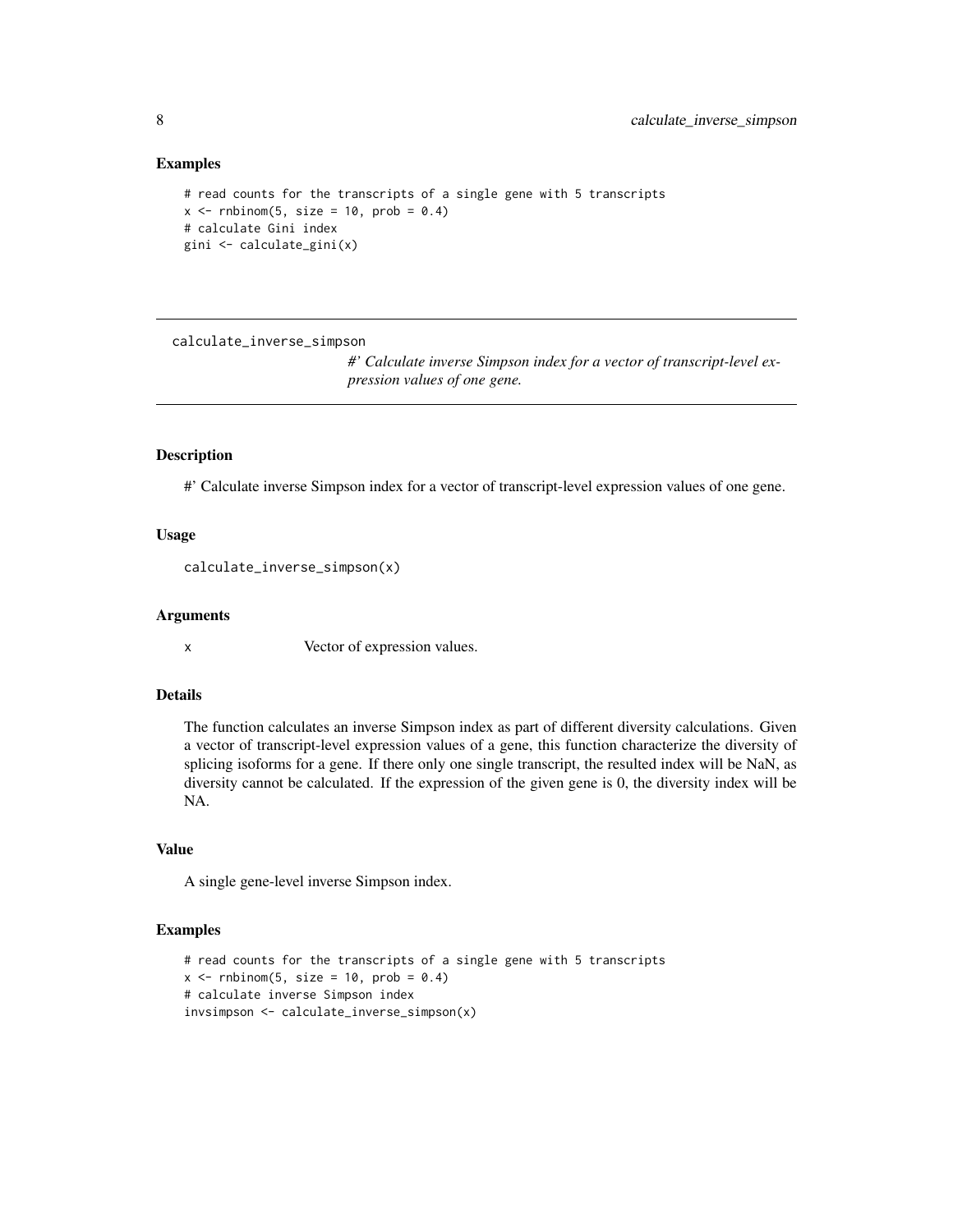### Examples

```
# read counts for the transcripts of a single gene with 5 transcripts
x <- rnbinom(5, size = 10, prob = 0.4)
# calculate Gini index
gini <- calculate_gini(x)
```

---

## calculate_inverse_simpson

*#' Calculate inverse Simpson index for a vector of transcript-level expression values of one gene.*

---

### Description

#' Calculate inverse Simpson index for a vector of transcript-level expression values of one gene.

### Usage

```
calculate_inverse_simpson(x)
```

### Arguments

| | |
|---|---|
| x | Vector of expression values. |

### Details

The function calculates an inverse Simpson index as part of different diversity calculations. Given a vector of transcript-level expression values of a gene, this function characterize the diversity of splicing isoforms for a gene. If there only one single transcript, the resulted index will be NaN, as diversity cannot be calculated. If the expression of the given gene is 0, the diversity index will be NA.

### Value

A single gene-level inverse Simpson index.

### Examples

```
# read counts for the transcripts of a single gene with 5 transcripts
x <- rnbinom(5, size = 10, prob = 0.4)
# calculate inverse Simpson index
invsimpson <- calculate_inverse_simpson(x)
```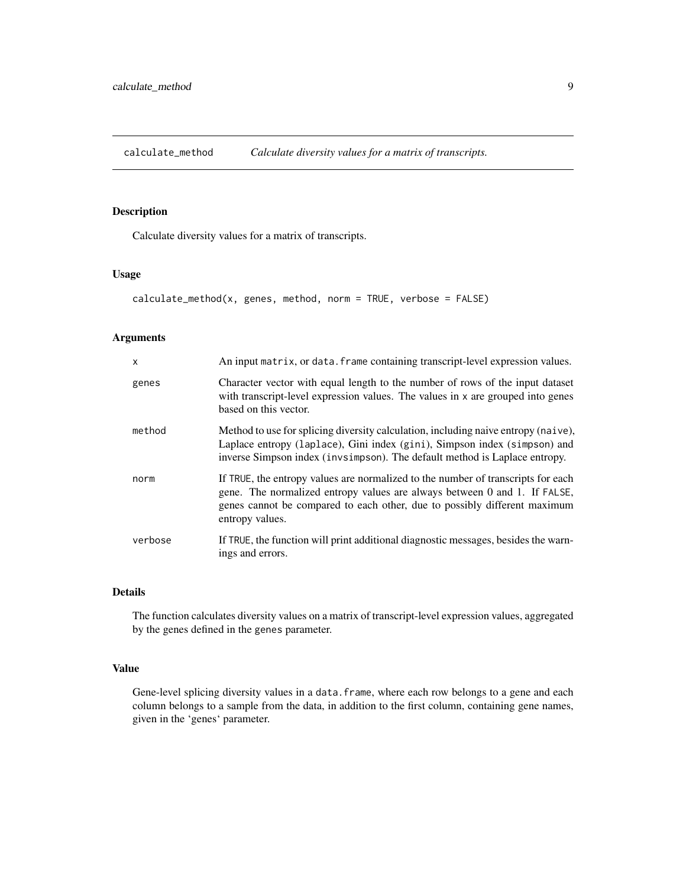## calculate_method — *Calculate diversity values for a matrix of transcripts.*

### Description

Calculate diversity values for a matrix of transcripts.

### Usage

```
calculate_method(x, genes, method, norm = TRUE, verbose = FALSE)
```

### Arguments

| | |
|---|---|
| `x` | An input `matrix`, or `data.frame` containing transcript-level expression values. |
| `genes` | Character vector with equal length to the number of rows of the input dataset with transcript-level expression values. The values in `x` are grouped into genes based on this vector. |
| `method` | Method to use for splicing diversity calculation, including naive entropy (`naive`), Laplace entropy (`laplace`), Gini index (`gini`), Simpson index (`simpson`) and inverse Simpson index (`invsimpson`). The default method is Laplace entropy. |
| `norm` | If `TRUE`, the entropy values are normalized to the number of transcripts for each gene. The normalized entropy values are always between 0 and 1. If `FALSE`, genes cannot be compared to each other, due to possibly different maximum entropy values. |
| `verbose` | If `TRUE`, the function will print additional diagnostic messages, besides the warnings and errors. |

### Details

The function calculates diversity values on a matrix of transcript-level expression values, aggregated by the genes defined in the `genes` parameter.

### Value

Gene-level splicing diversity values in a `data.frame`, where each row belongs to a gene and each column belongs to a sample from the data, in addition to the first column, containing gene names, given in the 'genes' parameter.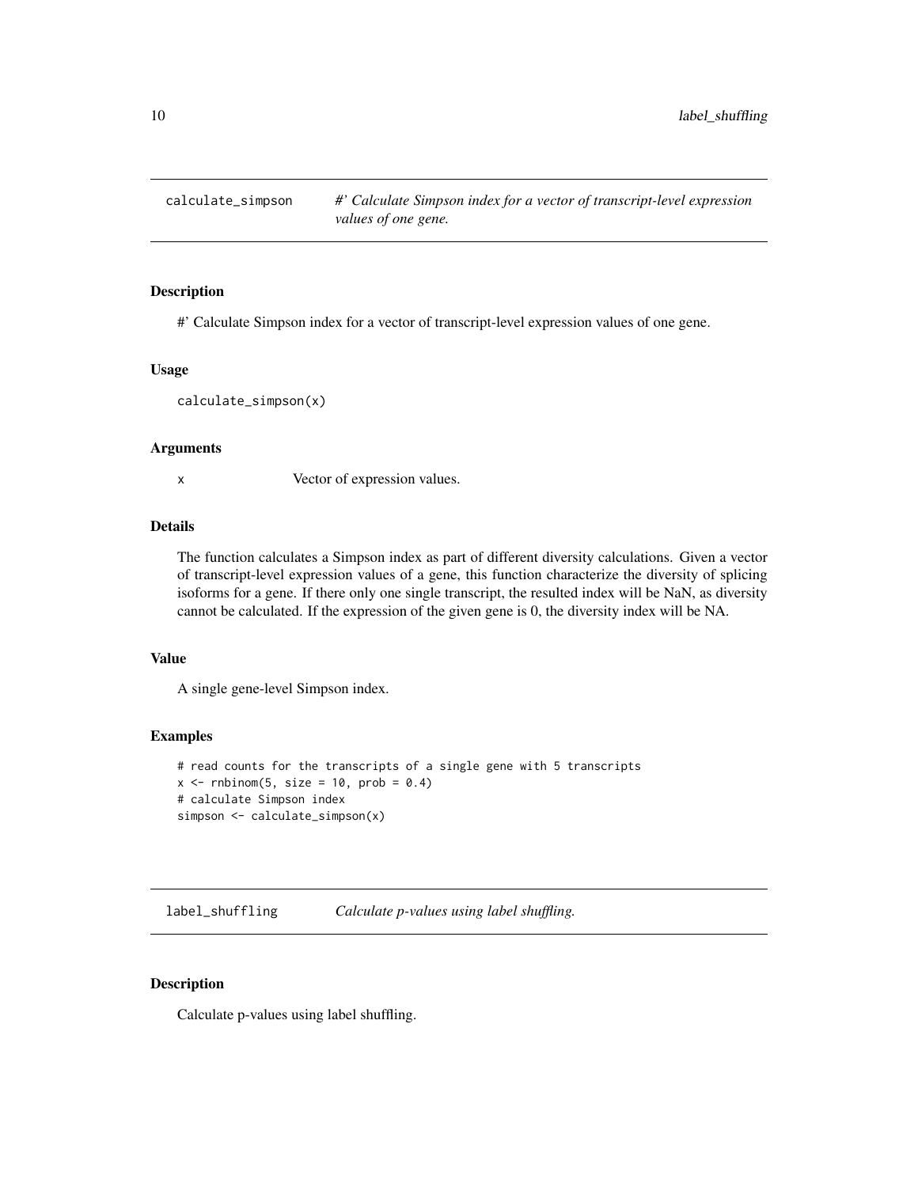## calculate_simpson

*#' Calculate Simpson index for a vector of transcript-level expression values of one gene.*

### Description

#' Calculate Simpson index for a vector of transcript-level expression values of one gene.

### Usage

```
calculate_simpson(x)
```

### Arguments

| | |
|---|---|
| x | Vector of expression values. |

### Details

The function calculates a Simpson index as part of different diversity calculations. Given a vector of transcript-level expression values of a gene, this function characterize the diversity of splicing isoforms for a gene. If there only one single transcript, the resulted index will be NaN, as diversity cannot be calculated. If the expression of the given gene is 0, the diversity index will be NA.

### Value

A single gene-level Simpson index.

### Examples

```
# read counts for the transcripts of a single gene with 5 transcripts
x <- rnbinom(5, size = 10, prob = 0.4)
# calculate Simpson index
simpson <- calculate_simpson(x)
```

## label_shuffling

*Calculate p-values using label shuffling.*

### Description

Calculate p-values using label shuffling.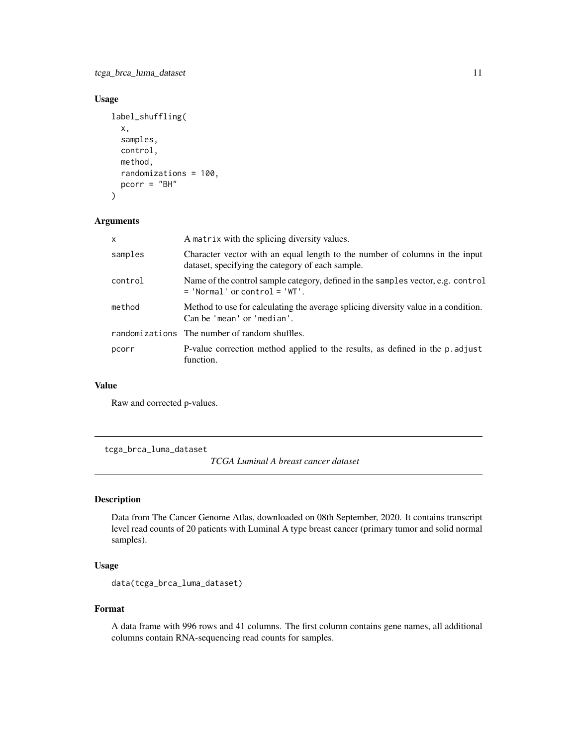## Usage

```
label_shuffling(
  x,
  samples,
  control,
  method,
  randomizations = 100,
  pcorr = "BH"
)
```

## Arguments

| | |
|---|---|
| x | A matrix with the splicing diversity values. |
| samples | Character vector with an equal length to the number of columns in the input dataset, specifying the category of each sample. |
| control | Name of the control sample category, defined in the samples vector, e.g. control = 'Normal' or control = 'WT'. |
| method | Method to use for calculating the average splicing diversity value in a condition. Can be 'mean' or 'median'. |
| randomizations | The number of random shuffles. |
| pcorr | P-value correction method applied to the results, as defined in the p.adjust function. |

## Value

Raw and corrected p-values.

---

# tcga_brca_luma_dataset

*TCGA Luminal A breast cancer dataset*

## Description

Data from The Cancer Genome Atlas, downloaded on 08th September, 2020. It contains transcript level read counts of 20 patients with Luminal A type breast cancer (primary tumor and solid normal samples).

## Usage

```
data(tcga_brca_luma_dataset)
```

## Format

A data frame with 996 rows and 41 columns. The first column contains gene names, all additional columns contain RNA-sequencing read counts for samples.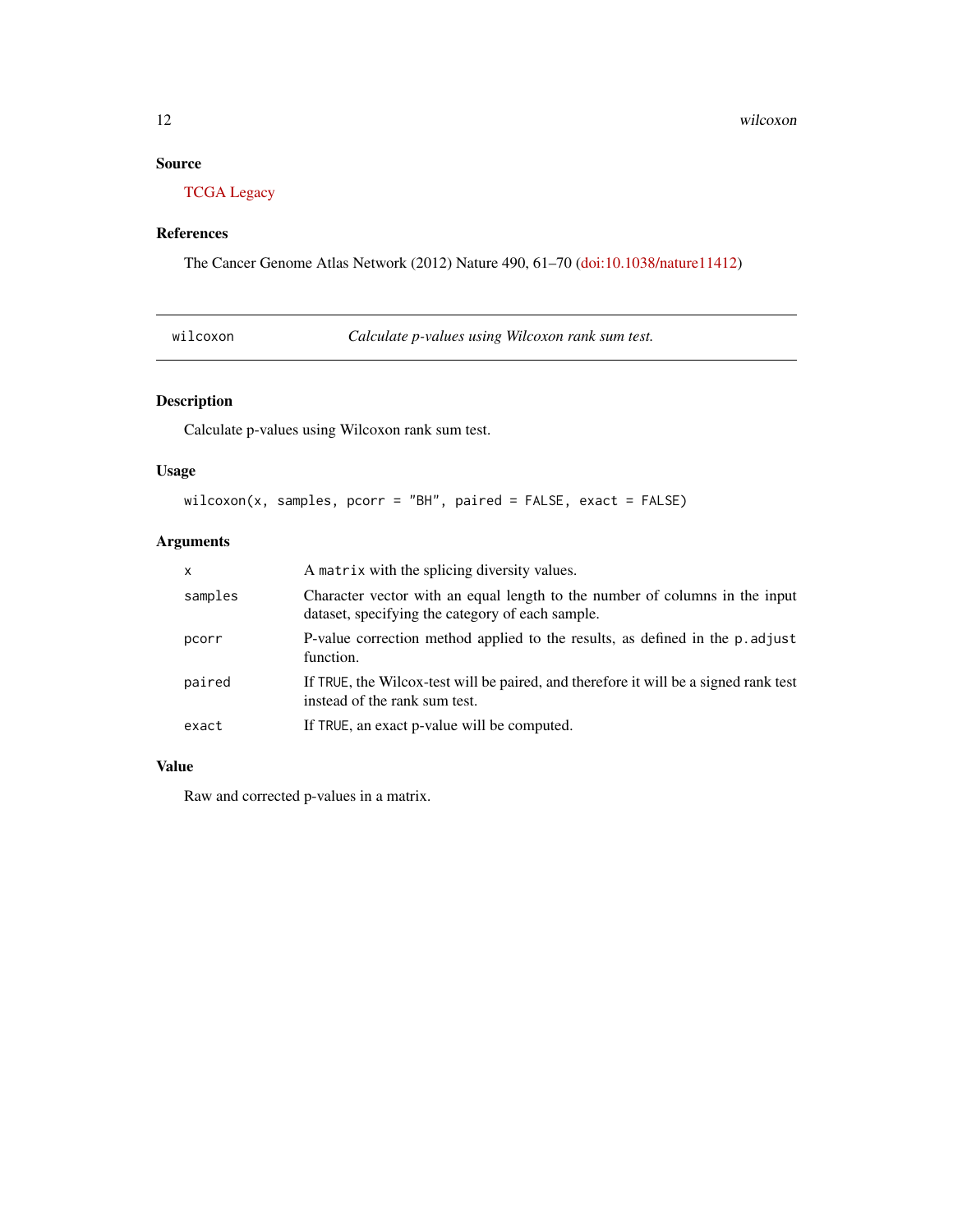## Source

TCGA Legacy

## References

The Cancer Genome Atlas Network (2012) Nature 490, 61–70 (doi:10.1038/nature11412)

---

`wilcoxon` *Calculate p-values using Wilcoxon rank sum test.*

---

### Description

Calculate p-values using Wilcoxon rank sum test.

### Usage

```
wilcoxon(x, samples, pcorr = "BH", paired = FALSE, exact = FALSE)
```

### Arguments

| | |
|---|---|
| `x` | A `matrix` with the splicing diversity values. |
| `samples` | Character vector with an equal length to the number of columns in the input dataset, specifying the category of each sample. |
| `pcorr` | P-value correction method applied to the results, as defined in the `p.adjust` function. |
| `paired` | If `TRUE`, the Wilcox-test will be paired, and therefore it will be a signed rank test instead of the rank sum test. |
| `exact` | If `TRUE`, an exact p-value will be computed. |

### Value

Raw and corrected p-values in a matrix.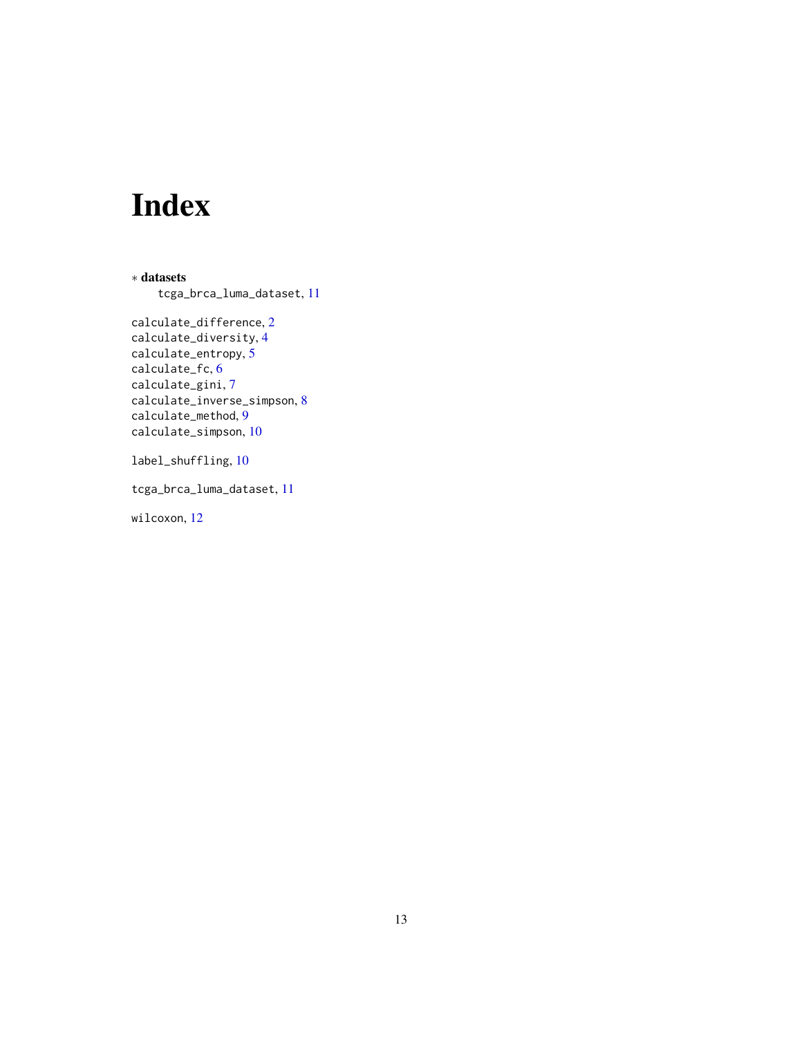# Index

∗ **datasets**
    tcga_brca_luma_dataset, 11

calculate_difference, 2
calculate_diversity, 4
calculate_entropy, 5
calculate_fc, 6
calculate_gini, 7
calculate_inverse_simpson, 8
calculate_method, 9
calculate_simpson, 10

label_shuffling, 10

tcga_brca_luma_dataset, 11

wilcoxon, 12